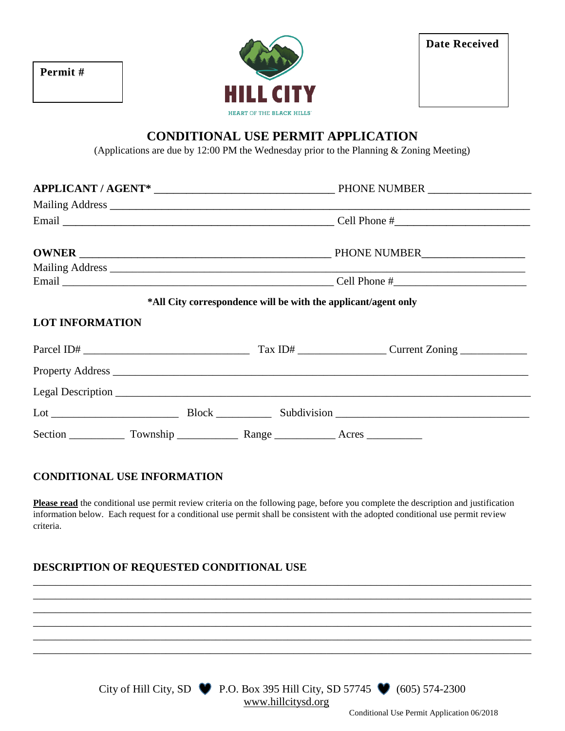**Permit #**

**Date Received**

HILL CITY

HEART OF THE BLACK HILLS

# CONDITIONAL USE PERMIT APPLICATION

(Applications are due by 12:00 PM the Wednesday prior to the Planning & Zoning Meeting)

**APPLICANT / AGENT*** ________________________________ PHONE NUMBER __________________

Mailing Address ________________________________________________________________________

Email ________________________________________________ Cell Phone #________________________

**OWNER** ____________________________________________ PHONE NUMBER__________________

Mailing Address _______________________________________________________________________

Email ________________________________________________ Cell Phone #_______________________

**\*All City correspondence will be with the applicant/agent only**

## LOT INFORMATION

Parcel ID# ______________________________ Tax ID# ________________ Current Zoning ____________

Property Address _____________________________________________________________________

Legal Description _____________________________________________________________________

Lot _______________________ Block __________ Subdivision __________________________________

Section __________ Township ___________ Range ___________ Acres __________

## CONDITIONAL USE INFORMATION

**Please read** the conditional use permit review criteria on the following page, before you complete the description and justification information below. Each request for a conditional use permit shall be consistent with the adopted conditional use permit review criteria.

## DESCRIPTION OF REQUESTED CONDITIONAL USE

______________________________________________________________________________________

______________________________________________________________________________________

______________________________________________________________________________________

______________________________________________________________________________________

______________________________________________________________________________________

______________________________________________________________________________________

City of Hill City, SD ♥ P.O. Box 395 Hill City, SD 57745 ♥ (605) 574-2300
www.hillcitysd.org

Conditional Use Permit Application 06/2018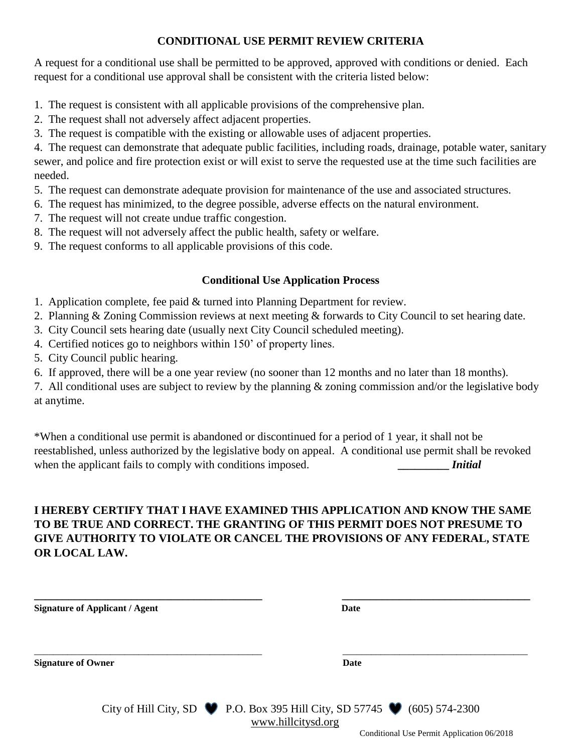## CONDITIONAL USE PERMIT REVIEW CRITERIA

A request for a conditional use shall be permitted to be approved, approved with conditions or denied. Each request for a conditional use approval shall be consistent with the criteria listed below:

1. The request is consistent with all applicable provisions of the comprehensive plan.
2. The request shall not adversely affect adjacent properties.
3. The request is compatible with the existing or allowable uses of adjacent properties.
4. The request can demonstrate that adequate public facilities, including roads, drainage, potable water, sanitary sewer, and police and fire protection exist or will exist to serve the requested use at the time such facilities are needed.
5. The request can demonstrate adequate provision for maintenance of the use and associated structures.
6. The request has minimized, to the degree possible, adverse effects on the natural environment.
7. The request will not create undue traffic congestion.
8. The request will not adversely affect the public health, safety or welfare.
9. The request conforms to all applicable provisions of this code.

## Conditional Use Application Process

1. Application complete, fee paid & turned into Planning Department for review.
2. Planning & Zoning Commission reviews at next meeting & forwards to City Council to set hearing date.
3. City Council sets hearing date (usually next City Council scheduled meeting).
4. Certified notices go to neighbors within 150' of property lines.
5. City Council public hearing.
6. If approved, there will be a one year review (no sooner than 12 months and no later than 18 months).
7. All conditional uses are subject to review by the planning & zoning commission and/or the legislative body at anytime.

*When a conditional use permit is abandoned or discontinued for a period of 1 year, it shall not be reestablished, unless authorized by the legislative body on appeal. A conditional use permit shall be revoked when the applicant fails to comply with conditions imposed. **_________ *Initial***

**I HEREBY CERTIFY THAT I HAVE EXAMINED THIS APPLICATION AND KNOW THE SAME TO BE TRUE AND CORRECT. THE GRANTING OF THIS PERMIT DOES NOT PRESUME TO GIVE AUTHORITY TO VIOLATE OR CANCEL THE PROVISIONS OF ANY FEDERAL, STATE OR LOCAL LAW.**

_______________________________________ _______________________________

**Signature of Applicant / Agent** **Date**

_______________________________________ _______________________________

**Signature of Owner** **Date**

City of Hill City, SD P.O. Box 395 Hill City, SD 57745 (605) 574-2300
www.hillcitysd.org

Conditional Use Permit Application 06/2018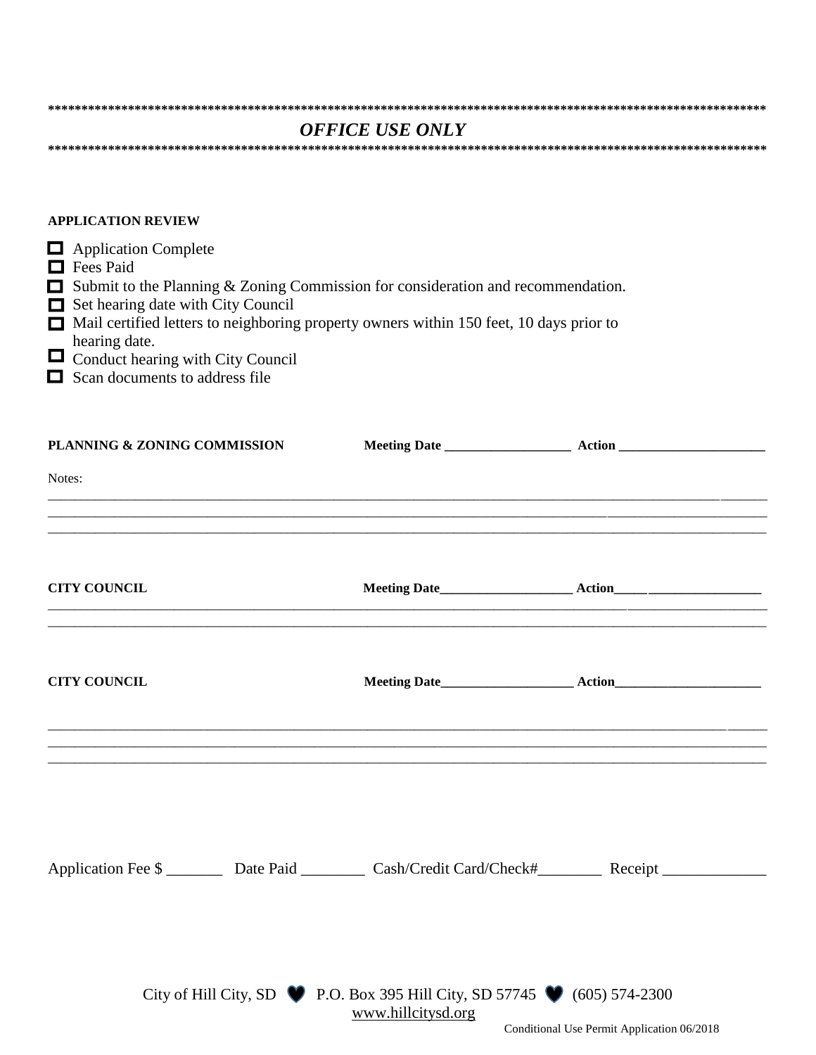********************************************************************************************************************

***OFFICE USE ONLY***

********************************************************************************************************************

**APPLICATION REVIEW**

- ☐ Application Complete
- ☐ Fees Paid
- ☐ Submit to the Planning & Zoning Commission for consideration and recommendation.
- ☐ Set hearing date with City Council
- ☐ Mail certified letters to neighboring property owners within 150 feet, 10 days prior to hearing date.
- ☐ Conduct hearing with City Council
- ☐ Scan documents to address file

**PLANNING & ZONING COMMISSION** **Meeting Date ___________________ Action ______________________**

Notes:

_____________________________________________________________________________________________

_____________________________________________________________________________________________

_____________________________________________________________________________________________

**CITY COUNCIL** **Meeting Date____________________ Action______________________**

_____________________________________________________________________________________________

_____________________________________________________________________________________________

**CITY COUNCIL** **Meeting Date____________________ Action______________________**

_____________________________________________________________________________________________

_____________________________________________________________________________________________

_____________________________________________________________________________________________

Application Fee $ _______ Date Paid ________ Cash/Credit Card/Check#________ Receipt _____________

City of Hill City, SD ♥ P.O. Box 395 Hill City, SD 57745 ♥ (605) 574-2300

www.hillcitysd.org

Conditional Use Permit Application 06/2018